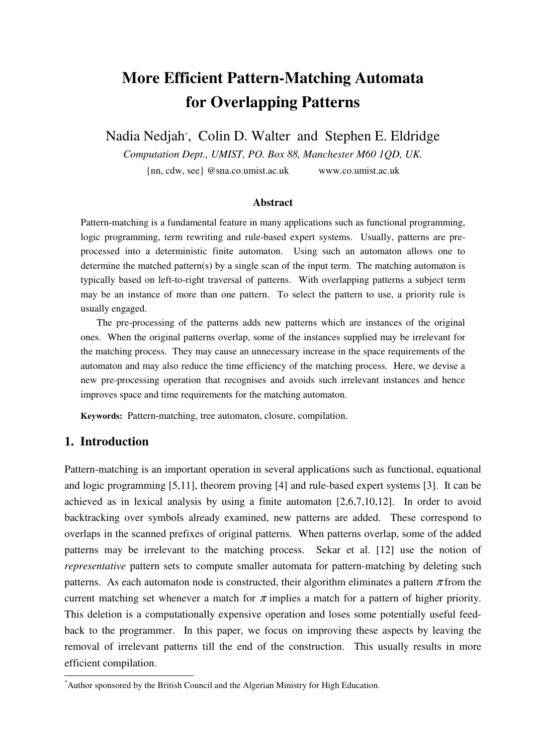# More Efficient Pattern-Matching Automata for Overlapping Patterns

Nadia Nedjah[*], Colin D. Walter and Stephen E. Eldridge

*Computation Dept., UMIST, PO. Box 88, Manchester M60 1QD, UK.*

{nn, cdw, see} @sna.co.umist.ac.uk www.co.umist.ac.uk

### Abstract

Pattern-matching is a fundamental feature in many applications such as functional programming, logic programming, term rewriting and rule-based expert systems. Usually, patterns are pre-processed into a deterministic finite automaton. Using such an automaton allows one to determine the matched pattern(s) by a single scan of the input term. The matching automaton is typically based on left-to-right traversal of patterns. With overlapping patterns a subject term may be an instance of more than one pattern. To select the pattern to use, a priority rule is usually engaged.

The pre-processing of the patterns adds new patterns which are instances of the original ones. When the original patterns overlap, some of the instances supplied may be irrelevant for the matching process. They may cause an unnecessary increase in the space requirements of the automaton and may also reduce the time efficiency of the matching process. Here, we devise a new pre-processing operation that recognises and avoids such irrelevant instances and hence improves space and time requirements for the matching automaton.

**Keywords:** Pattern-matching, tree automaton, closure, compilation.

## 1. Introduction

Pattern-matching is an important operation in several applications such as functional, equational and logic programming [5,11], theorem proving [4] and rule-based expert systems [3]. It can be achieved as in lexical analysis by using a finite automaton [2,6,7,10,12]. In order to avoid backtracking over symbols already examined, new patterns are added. These correspond to overlaps in the scanned prefixes of original patterns. When patterns overlap, some of the added patterns may be irrelevant to the matching process. Sekar et al. [12] use the notion of *representative* pattern sets to compute smaller automata for pattern-matching by deleting such patterns. As each automaton node is constructed, their algorithm eliminates a pattern $\pi$ from the current matching set whenever a match for $\pi$ implies a match for a pattern of higher priority. This deletion is a computationally expensive operation and loses some potentially useful feed-back to the programmer. In this paper, we focus on improving these aspects by leaving the removal of irrelevant patterns till the end of the construction. This usually results in more efficient compilation.

---

[*] Author sponsored by the British Council and the Algerian Ministry for High Education.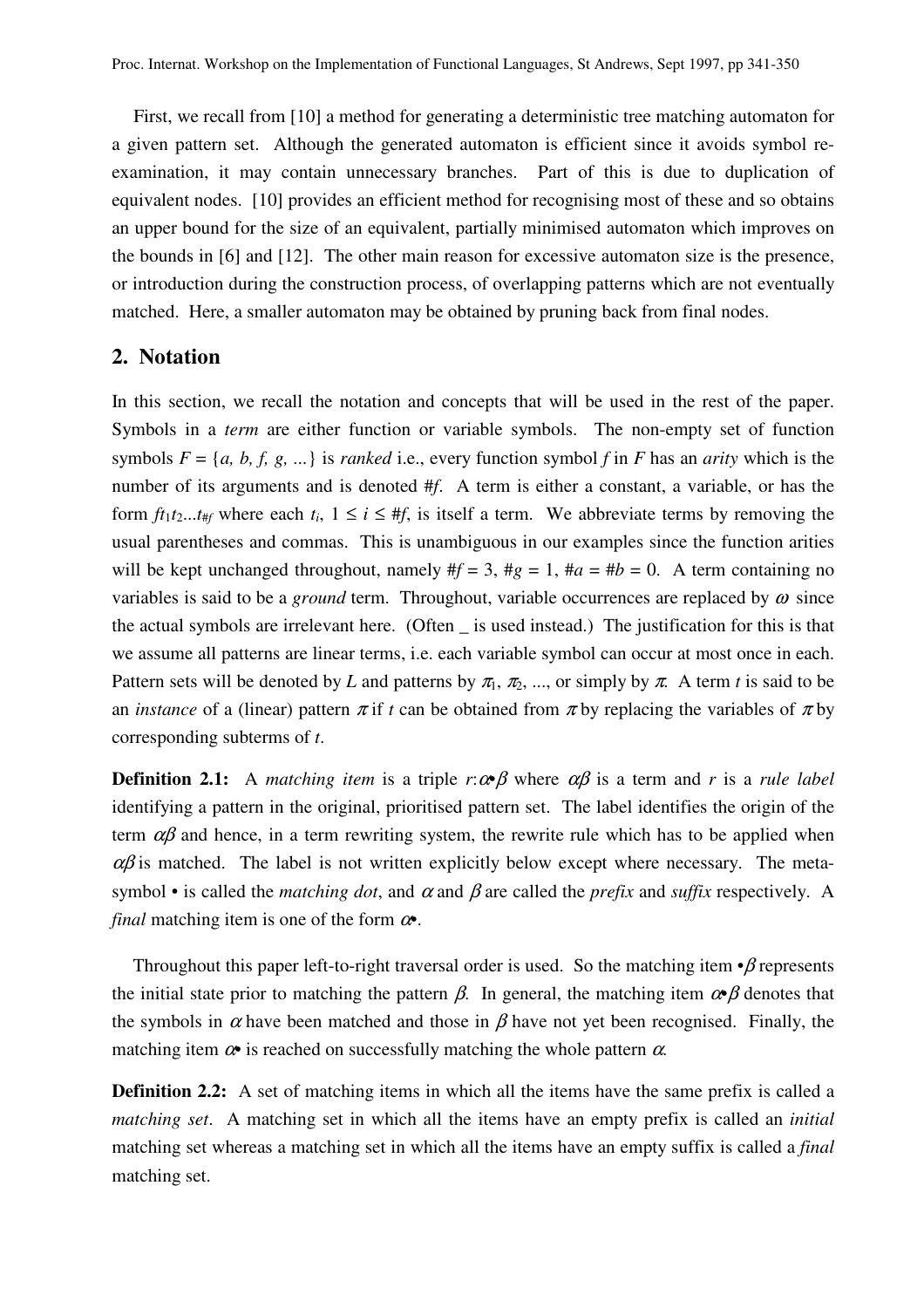First, we recall from [10] a method for generating a deterministic tree matching automaton for a given pattern set. Although the generated automaton is efficient since it avoids symbol re-examination, it may contain unnecessary branches. Part of this is due to duplication of equivalent nodes. [10] provides an efficient method for recognising most of these and so obtains an upper bound for the size of an equivalent, partially minimised automaton which improves on the bounds in [6] and [12]. The other main reason for excessive automaton size is the presence, or introduction during the construction process, of overlapping patterns which are not eventually matched. Here, a smaller automaton may be obtained by pruning back from final nodes.

## 2. Notation

In this section, we recall the notation and concepts that will be used in the rest of the paper. Symbols in a *term* are either function or variable symbols. The non-empty set of function symbols $F = \{a, b, f, g, \ldots\}$ is *ranked* i.e., every function symbol $f$ in $F$ has an *arity* which is the number of its arguments and is denoted $\#f$. A term is either a constant, a variable, or has the form $ft_1t_2\ldots t_{\#f}$ where each $t_i$, $1 \leq i \leq \#f$, is itself a term. We abbreviate terms by removing the usual parentheses and commas. This is unambiguous in our examples since the function arities will be kept unchanged throughout, namely $\#f = 3$, $\#g = 1$, $\#a = \#b = 0$. A term containing no variables is said to be a *ground* term. Throughout, variable occurrences are replaced by $\omega$ since the actual symbols are irrelevant here. (Often _ is used instead.) The justification for this is that we assume all patterns are linear terms, i.e. each variable symbol can occur at most once in each. Pattern sets will be denoted by $L$ and patterns by $\pi_1$, $\pi_2$, ..., or simply by $\pi$. A term $t$ is said to be an *instance* of a (linear) pattern $\pi$ if $t$ can be obtained from $\pi$ by replacing the variables of $\pi$ by corresponding subterms of $t$.

**Definition 2.1:** A *matching item* is a triple $r{:}\alpha{\bullet}\beta$ where $\alpha\beta$ is a term and $r$ is a *rule label* identifying a pattern in the original, prioritised pattern set. The label identifies the origin of the term $\alpha\beta$ and hence, in a term rewriting system, the rewrite rule which has to be applied when $\alpha\beta$ is matched. The label is not written explicitly below except where necessary. The meta-symbol • is called the *matching dot*, and $\alpha$ and $\beta$ are called the *prefix* and *suffix* respectively. A *final* matching item is one of the form $\alpha\bullet$.

Throughout this paper left-to-right traversal order is used. So the matching item $\bullet\beta$ represents the initial state prior to matching the pattern $\beta$. In general, the matching item $\alpha{\bullet}\beta$ denotes that the symbols in $\alpha$ have been matched and those in $\beta$ have not yet been recognised. Finally, the matching item $\alpha\bullet$ is reached on successfully matching the whole pattern $\alpha$.

**Definition 2.2:** A set of matching items in which all the items have the same prefix is called a *matching set*. A matching set in which all the items have an empty prefix is called an *initial* matching set whereas a matching set in which all the items have an empty suffix is called a *final* matching set.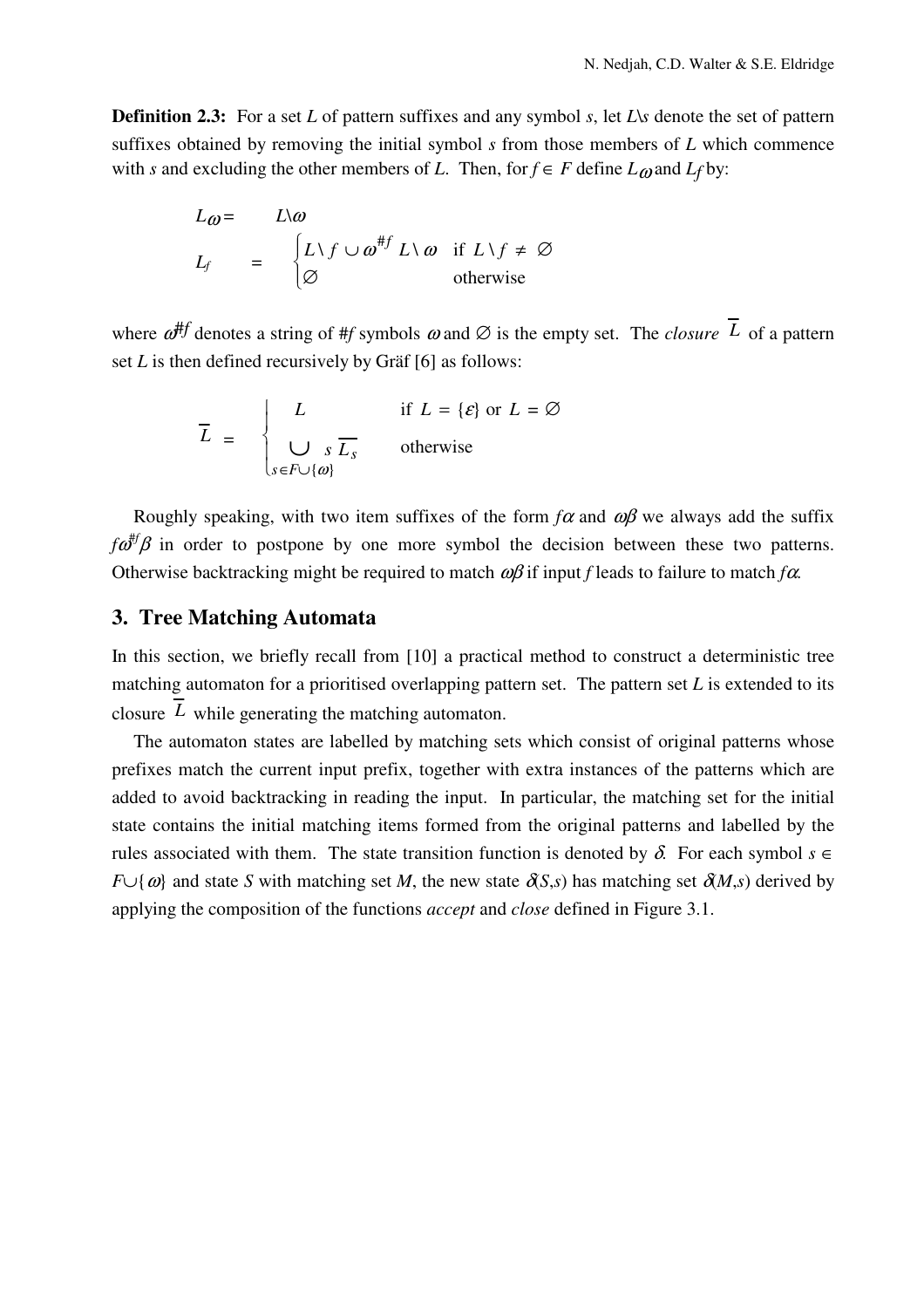**Definition 2.3:** For a set $L$ of pattern suffixes and any symbol $s$, let $L\backslash s$ denote the set of pattern suffixes obtained by removing the initial symbol $s$ from those members of $L$ which commence with $s$ and excluding the other members of $L$. Then, for $f \in F$ define $L_\omega$ and $L_f$ by:

$$L_\omega = L\backslash\omega$$

$$L_f = \begin{cases} L\backslash f \cup \omega^{\#f}\, L\backslash\omega & \text{if } L\backslash f \neq \varnothing \\ \varnothing & \text{otherwise} \end{cases}$$

where $\omega^{\#f}$ denotes a string of $\#f$ symbols $\omega$ and $\varnothing$ is the empty set. The *closure* $\overline{L}$ of a pattern set $L$ is then defined recursively by Gräf [6] as follows:

$$\overline{L} = \begin{cases} L & \text{if } L = \{\varepsilon\} \text{ or } L = \varnothing \\ \bigcup_{s \in F \cup \{\omega\}} s\, \overline{L_s} & \text{otherwise} \end{cases}$$

Roughly speaking, with two item suffixes of the form $f\alpha$ and $\omega\beta$ we always add the suffix $f\omega^{\#f}\beta$ in order to postpone by one more symbol the decision between these two patterns. Otherwise backtracking might be required to match $\omega\beta$ if input $f$ leads to failure to match $f\alpha$.

## 3. Tree Matching Automata

In this section, we briefly recall from [10] a practical method to construct a deterministic tree matching automaton for a prioritised overlapping pattern set. The pattern set $L$ is extended to its closure $\overline{L}$ while generating the matching automaton.

The automaton states are labelled by matching sets which consist of original patterns whose prefixes match the current input prefix, together with extra instances of the patterns which are added to avoid backtracking in reading the input. In particular, the matching set for the initial state contains the initial matching items formed from the original patterns and labelled by the rules associated with them. The state transition function is denoted by $\delta$. For each symbol $s \in F\cup\{\omega\}$ and state $S$ with matching set $M$, the new state $\delta(S,s)$ has matching set $\delta(M,s)$ derived by applying the composition of the functions *accept* and *close* defined in Figure 3.1.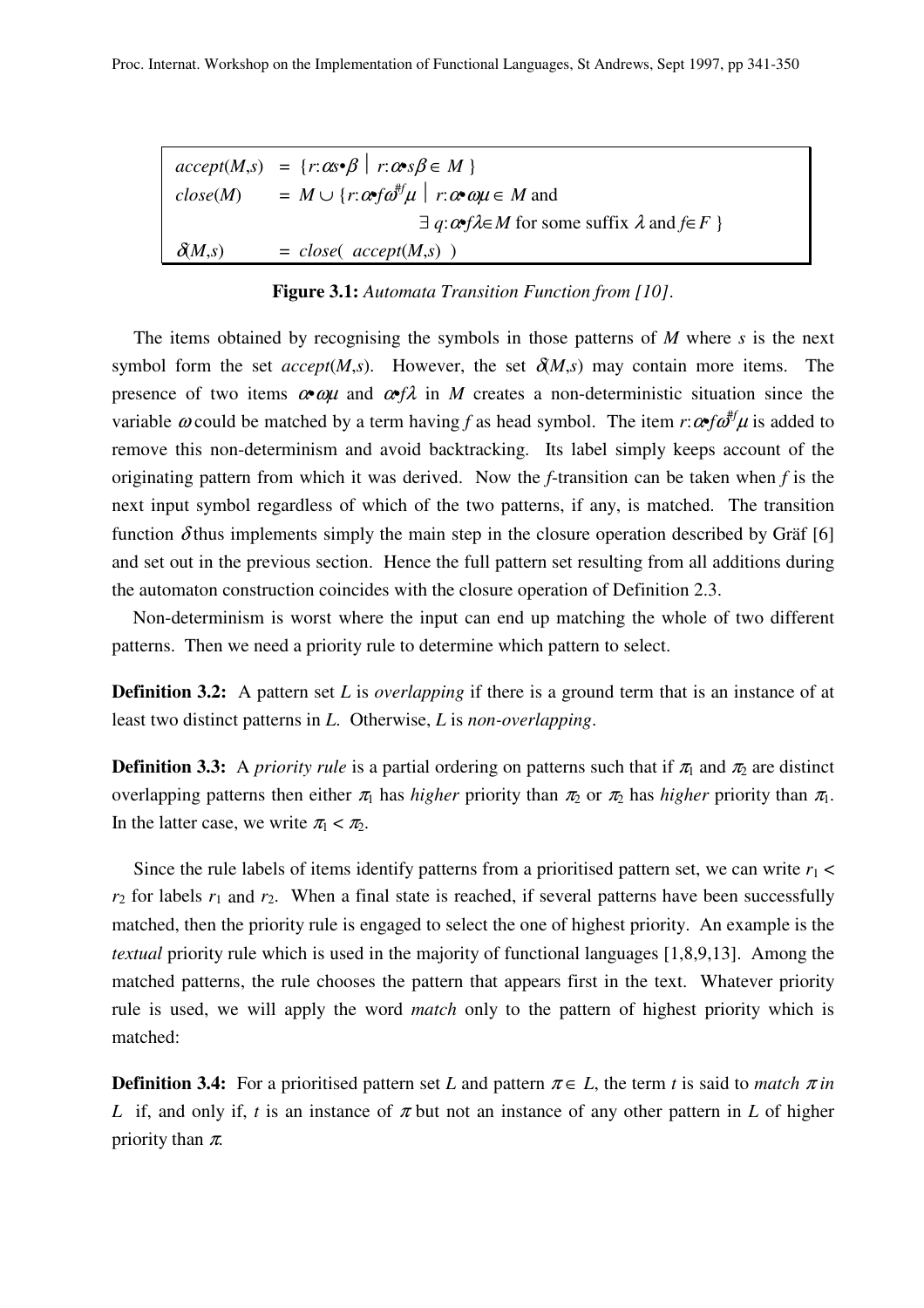| | |
|---|---|
| $accept(M,s)$ | $= \{ r{:}\alpha s{\bullet}\beta \mid r{:}\alpha{\bullet}s\beta \in M \}$ |
| $close(M)$ | $= M \cup \{ r{:}\alpha{\bullet}f\omega^{\#f}\mu \mid r{:}\alpha{\bullet}\omega\mu \in M$ and $\exists\, q{:}\alpha{\bullet}f\lambda \in M$ for some suffix $\lambda$ and $f \in F \}$ |
| $\delta(M,s)$ | $= close(\ accept(M,s)\ )$ |

**Figure 3.1:** *Automata Transition Function from [10].*

The items obtained by recognising the symbols in those patterns of $M$ where $s$ is the next symbol form the set $accept(M,s)$. However, the set $\delta(M,s)$ may contain more items. The presence of two items $\alpha{\bullet}\omega\mu$ and $\alpha{\bullet}f\lambda$ in $M$ creates a non-deterministic situation since the variable $\omega$ could be matched by a term having $f$ as head symbol. The item $r{:}\alpha{\bullet}f\omega^{\#f}\mu$ is added to remove this non-determinism and avoid backtracking. Its label simply keeps account of the originating pattern from which it was derived. Now the $f$-transition can be taken when $f$ is the next input symbol regardless of which of the two patterns, if any, is matched. The transition function $\delta$ thus implements simply the main step in the closure operation described by Gräf [6] and set out in the previous section. Hence the full pattern set resulting from all additions during the automaton construction coincides with the closure operation of Definition 2.3.

Non-determinism is worst where the input can end up matching the whole of two different patterns. Then we need a priority rule to determine which pattern to select.

**Definition 3.2:** A pattern set $L$ is *overlapping* if there is a ground term that is an instance of at least two distinct patterns in $L$. Otherwise, $L$ is *non-overlapping*.

**Definition 3.3:** A *priority rule* is a partial ordering on patterns such that if $\pi_1$ and $\pi_2$ are distinct overlapping patterns then either $\pi_1$ has *higher* priority than $\pi_2$ or $\pi_2$ has *higher* priority than $\pi_1$. In the latter case, we write $\pi_1 < \pi_2$.

Since the rule labels of items identify patterns from a prioritised pattern set, we can write $r_1 < r_2$ for labels $r_1$ and $r_2$. When a final state is reached, if several patterns have been successfully matched, then the priority rule is engaged to select the one of highest priority. An example is the *textual* priority rule which is used in the majority of functional languages [1,8,9,13]. Among the matched patterns, the rule chooses the pattern that appears first in the text. Whatever priority rule is used, we will apply the word *match* only to the pattern of highest priority which is matched:

**Definition 3.4:** For a prioritised pattern set $L$ and pattern $\pi \in L$, the term $t$ is said to *match* $\pi$ *in* $L$ if, and only if, $t$ is an instance of $\pi$ but not an instance of any other pattern in $L$ of higher priority than $\pi$.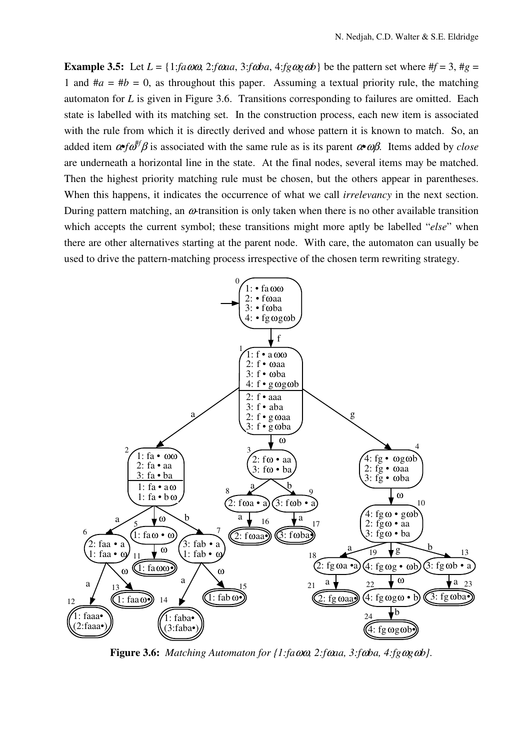**Example 3.5:** Let $L = \{1{:}fa\omega\omega,\ 2{:}f\omega aa,\ 3{:}f\omega ba,\ 4{:}fg\omega g\omega b\}$ be the pattern set where $\#f = 3$, $\#g = 1$ and $\#a = \#b = 0$, as throughout this paper. Assuming a textual priority rule, the matching automaton for $L$ is given in Figure 3.6. Transitions corresponding to failures are omitted. Each state is labelled with its matching set. In the construction process, each new item is associated with the rule from which it is directly derived and whose pattern it is known to match. So, an added item $\alpha\bullet f\omega^{\#f}\beta$ is associated with the same rule as is its parent $\alpha\bullet\omega\beta$. Items added by *close* are underneath a horizontal line in the state. At the final nodes, several items may be matched. Then the highest priority matching rule must be chosen, but the others appear in parentheses. When this happens, it indicates the occurrence of what we call *irrelevancy* in the next section. During pattern matching, an $\omega$-transition is only taken when there is no other available transition which accepts the current symbol; these transitions might more aptly be labelled "*else*" when there are other alternatives starting at the parent node. With care, the automaton can usually be used to drive the pattern-matching process irrespective of the chosen term rewriting strategy.

**Figure 3.6:** *Matching Automaton for {1:faωω, 2:fωaa, 3:fωba, 4:fgωgωb}.*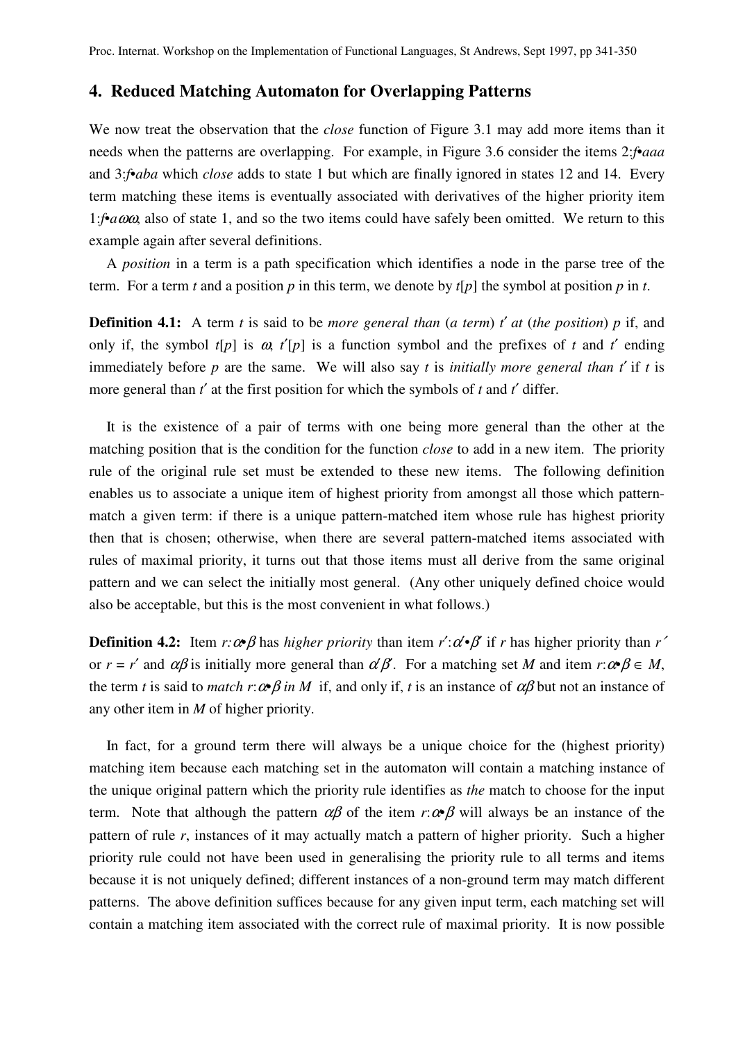## 4. Reduced Matching Automaton for Overlapping Patterns

We now treat the observation that the *close* function of Figure 3.1 may add more items than it needs when the patterns are overlapping. For example, in Figure 3.6 consider the items 2:$f\bullet aaa$ and 3:$f\bullet aba$ which *close* adds to state 1 but which are finally ignored in states 12 and 14. Every term matching these items is eventually associated with derivatives of the higher priority item 1:$f\bullet a\omega\omega$, also of state 1, and so the two items could have safely been omitted. We return to this example again after several definitions.

A *position* in a term is a path specification which identifies a node in the parse tree of the term. For a term $t$ and a position $p$ in this term, we denote by $t[p]$ the symbol at position $p$ in $t$.

**Definition 4.1:** A term $t$ is said to be *more general than* (*a term*) $t'$ *at* (*the position*) $p$ if, and only if, the symbol $t[p]$ is $\omega$, $t'[p]$ is a function symbol and the prefixes of $t$ and $t'$ ending immediately before $p$ are the same. We will also say $t$ is *initially more general than* $t'$ if $t$ is more general than $t'$ at the first position for which the symbols of $t$ and $t'$ differ.

It is the existence of a pair of terms with one being more general than the other at the matching position that is the condition for the function *close* to add in a new item. The priority rule of the original rule set must be extended to these new items. The following definition enables us to associate a unique item of highest priority from amongst all those which pattern-match a given term: if there is a unique pattern-matched item whose rule has highest priority then that is chosen; otherwise, when there are several pattern-matched items associated with rules of maximal priority, it turns out that those items must all derive from the same original pattern and we can select the initially most general. (Any other uniquely defined choice would also be acceptable, but this is the most convenient in what follows.)

**Definition 4.2:** Item $r{:}\alpha\bullet\beta$ has *higher priority* than item $r'{:}\alpha'\bullet\beta'$ if $r$ has higher priority than $r'$ or $r = r'$ and $\alpha\beta$ is initially more general than $\alpha'\beta'$. For a matching set $M$ and item $r{:}\alpha\bullet\beta \in M$, the term $t$ is said to *match* $r{:}\alpha\bullet\beta$ *in* $M$ if, and only if, $t$ is an instance of $\alpha\beta$ but not an instance of any other item in $M$ of higher priority.

In fact, for a ground term there will always be a unique choice for the (highest priority) matching item because each matching set in the automaton will contain a matching instance of the unique original pattern which the priority rule identifies as *the* match to choose for the input term. Note that although the pattern $\alpha\beta$ of the item $r{:}\alpha\bullet\beta$ will always be an instance of the pattern of rule $r$, instances of it may actually match a pattern of higher priority. Such a higher priority rule could not have been used in generalising the priority rule to all terms and items because it is not uniquely defined; different instances of a non-ground term may match different patterns. The above definition suffices because for any given input term, each matching set will contain a matching item associated with the correct rule of maximal priority. It is now possible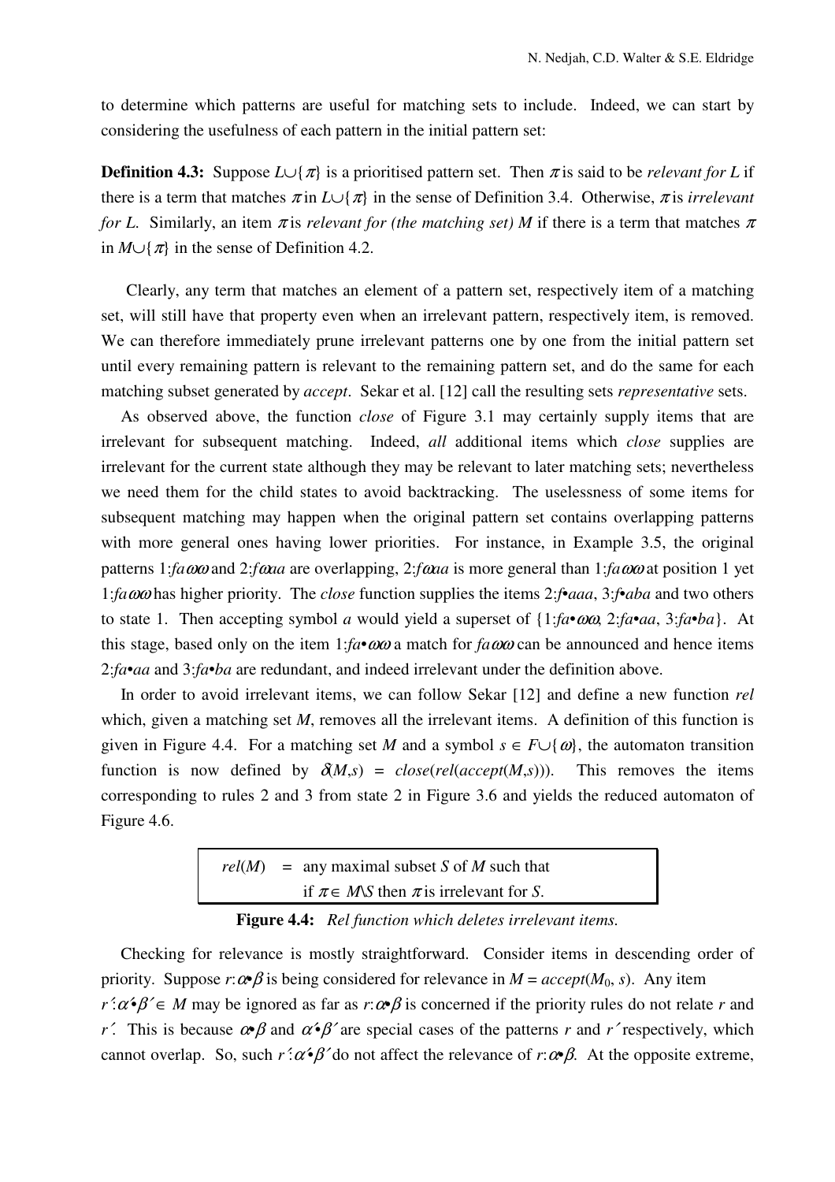to determine which patterns are useful for matching sets to include. Indeed, we can start by considering the usefulness of each pattern in the initial pattern set:

**Definition 4.3:** Suppose $L\cup\{\pi\}$ is a prioritised pattern set. Then $\pi$ is said to be *relevant for L* if there is a term that matches $\pi$ in $L\cup\{\pi\}$ in the sense of Definition 3.4. Otherwise, $\pi$ is *irrelevant for L*. Similarly, an item $\pi$ is *relevant for (the matching set) M* if there is a term that matches $\pi$ in $M\cup\{\pi\}$ in the sense of Definition 4.2.

Clearly, any term that matches an element of a pattern set, respectively item of a matching set, will still have that property even when an irrelevant pattern, respectively item, is removed. We can therefore immediately prune irrelevant patterns one by one from the initial pattern set until every remaining pattern is relevant to the remaining pattern set, and do the same for each matching subset generated by *accept*. Sekar et al. [12] call the resulting sets *representative* sets.

As observed above, the function *close* of Figure 3.1 may certainly supply items that are irrelevant for subsequent matching. Indeed, *all* additional items which *close* supplies are irrelevant for the current state although they may be relevant to later matching sets; nevertheless we need them for the child states to avoid backtracking. The uselessness of some items for subsequent matching may happen when the original pattern set contains overlapping patterns with more general ones having lower priorities. For instance, in Example 3.5, the original patterns $1{:}fa\omega\omega$ and $2{:}f\omega aa$ are overlapping, $2{:}f\omega aa$ is more general than $1{:}fa\omega\omega$ at position 1 yet $1{:}fa\omega\omega$ has higher priority. The *close* function supplies the items $2{:}f{\bullet}aaa$, $3{:}f{\bullet}aba$ and two others to state 1. Then accepting symbol $a$ would yield a superset of $\{1{:}fa{\bullet}\omega\omega, 2{:}fa{\bullet}aa, 3{:}fa{\bullet}ba\}$. At this stage, based only on the item $1{:}fa{\bullet}\omega\omega$ a match for $fa\omega\omega$ can be announced and hence items $2{:}fa{\bullet}aa$ and $3{:}fa{\bullet}ba$ are redundant, and indeed irrelevant under the definition above.

In order to avoid irrelevant items, we can follow Sekar [12] and define a new function *rel* which, given a matching set $M$, removes all the irrelevant items. A definition of this function is given in Figure 4.4. For a matching set $M$ and a symbol $s \in F\cup\{\omega\}$, the automaton transition function is now defined by $\delta(M,s) = close(rel(accept(M,s)))$. This removes the items corresponding to rules 2 and 3 from state 2 in Figure 3.6 and yields the reduced automaton of Figure 4.6.

$$
\begin{aligned}
rel(M) \;=\; & \text{any maximal subset } S \text{ of } M \text{ such that} \\
& \text{if } \pi \in M\backslash S \text{ then } \pi \text{ is irrelevant for } S.
\end{aligned}
$$

**Figure 4.4:** *Rel function which deletes irrelevant items.*

Checking for relevance is mostly straightforward. Consider items in descending order of priority. Suppose $r{:}\alpha{\bullet}\beta$ is being considered for relevance in $M = accept(M_0, s)$. Any item $r'{:}\alpha'{\bullet}\beta' \in M$ may be ignored as far as $r{:}\alpha{\bullet}\beta$ is concerned if the priority rules do not relate $r$ and $r'$. This is because $\alpha{\bullet}\beta$ and $\alpha'{\bullet}\beta'$ are special cases of the patterns $r$ and $r'$ respectively, which cannot overlap. So, such $r'{:}\alpha'{\bullet}\beta'$ do not affect the relevance of $r{:}\alpha{\bullet}\beta$. At the opposite extreme,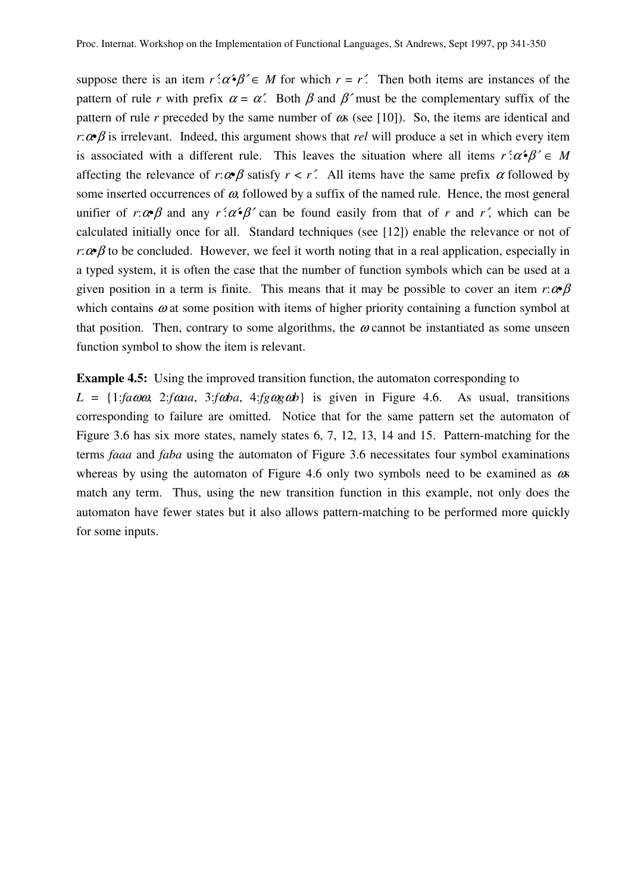suppose there is an item $r':\alpha'\bullet\beta' \in M$ for which $r = r'$. Then both items are instances of the pattern of rule $r$ with prefix $\alpha = \alpha'$. Both $\beta$ and $\beta'$ must be the complementary suffix of the pattern of rule $r$ preceded by the same number of $\omega$s (see [10]). So, the items are identical and $r:\alpha\bullet\beta$ is irrelevant. Indeed, this argument shows that *rel* will produce a set in which every item is associated with a different rule. This leaves the situation where all items $r':\alpha'\bullet\beta' \in M$ affecting the relevance of $r:\alpha\bullet\beta$ satisfy $r < r'$. All items have the same prefix $\alpha$ followed by some inserted occurrences of $\omega$, followed by a suffix of the named rule. Hence, the most general unifier of $r:\alpha\bullet\beta$ and any $r':\alpha'\bullet\beta'$ can be found easily from that of $r$ and $r'$, which can be calculated initially once for all. Standard techniques (see [12]) enable the relevance or not of $r:\alpha\bullet\beta$ to be concluded. However, we feel it worth noting that in a real application, especially in a typed system, it is often the case that the number of function symbols which can be used at a given position in a term is finite. This means that it may be possible to cover an item $r:\alpha\bullet\beta$ which contains $\omega$ at some position with items of higher priority containing a function symbol at that position. Then, contrary to some algorithms, the $\omega$ cannot be instantiated as some unseen function symbol to show the item is relevant.

**Example 4.5:** Using the improved transition function, the automaton corresponding to $L = \{1{:}fa\omega\omega,\ 2{:}f\omega aa,\ 3{:}f\omega ba,\ 4{:}fg\omega g\omega b\}$ is given in Figure 4.6. As usual, transitions corresponding to failure are omitted. Notice that for the same pattern set the automaton of Figure 3.6 has six more states, namely states 6, 7, 12, 13, 14 and 15. Pattern-matching for the terms *faaa* and *faba* using the automaton of Figure 3.6 necessitates four symbol examinations whereas by using the automaton of Figure 4.6 only two symbols need to be examined as $\omega$s match any term. Thus, using the new transition function in this example, not only does the automaton have fewer states but it also allows pattern-matching to be performed more quickly for some inputs.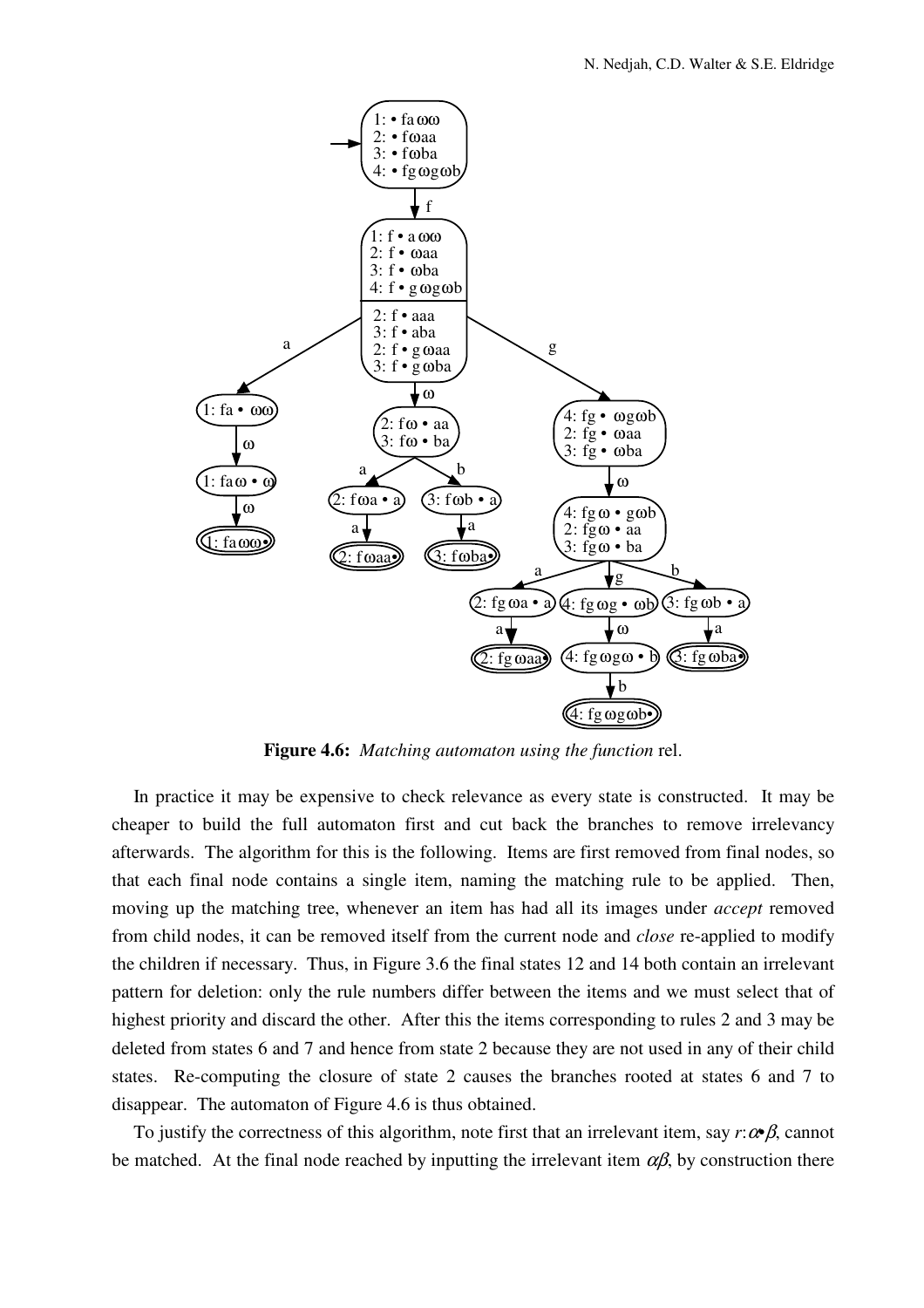**Figure 4.6:** *Matching automaton using the function* rel.

In practice it may be expensive to check relevance as every state is constructed. It may be cheaper to build the full automaton first and cut back the branches to remove irrelevancy afterwards. The algorithm for this is the following. Items are first removed from final nodes, so that each final node contains a single item, naming the matching rule to be applied. Then, moving up the matching tree, whenever an item has had all its images under *accept* removed from child nodes, it can be removed itself from the current node and *close* re-applied to modify the children if necessary. Thus, in Figure 3.6 the final states 12 and 14 both contain an irrelevant pattern for deletion: only the rule numbers differ between the items and we must select that of highest priority and discard the other. After this the items corresponding to rules 2 and 3 may be deleted from states 6 and 7 and hence from state 2 because they are not used in any of their child states. Re-computing the closure of state 2 causes the branches rooted at states 6 and 7 to disappear. The automaton of Figure 4.6 is thus obtained.

To justify the correctness of this algorithm, note first that an irrelevant item, say $r{:}\alpha{\bullet}\beta$, cannot be matched. At the final node reached by inputting the irrelevant item $\alpha\beta$, by construction there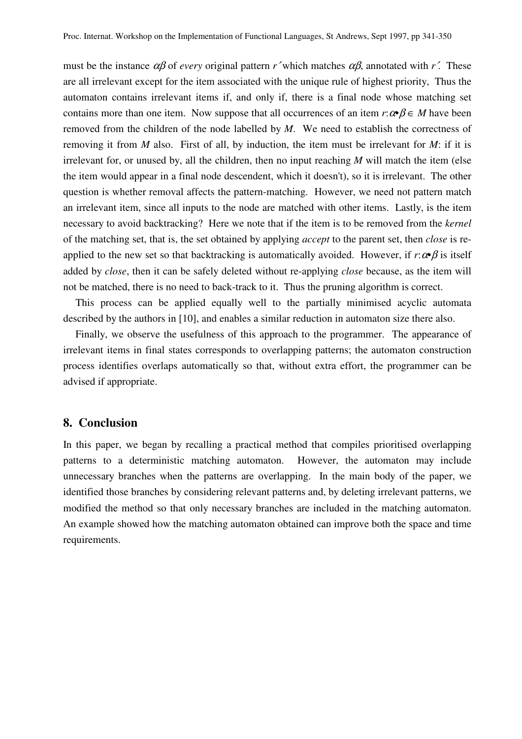must be the instance $\alpha\beta$ of *every* original pattern $r'$ which matches $\alpha\beta$, annotated with $r'$. These are all irrelevant except for the item associated with the unique rule of highest priority, Thus the automaton contains irrelevant items if, and only if, there is a final node whose matching set contains more than one item. Now suppose that all occurrences of an item $r{:}\alpha\bullet\beta \in M$ have been removed from the children of the node labelled by $M$. We need to establish the correctness of removing it from $M$ also. First of all, by induction, the item must be irrelevant for $M$: if it is irrelevant for, or unused by, all the children, then no input reaching $M$ will match the item (else the item would appear in a final node descendent, which it doesn't), so it is irrelevant. The other question is whether removal affects the pattern-matching. However, we need not pattern match an irrelevant item, since all inputs to the node are matched with other items. Lastly, is the item necessary to avoid backtracking? Here we note that if the item is to be removed from the *kernel* of the matching set, that is, the set obtained by applying *accept* to the parent set, then *close* is re-applied to the new set so that backtracking is automatically avoided. However, if $r{:}\alpha\bullet\beta$ is itself added by *close*, then it can be safely deleted without re-applying *close* because, as the item will not be matched, there is no need to back-track to it. Thus the pruning algorithm is correct.

This process can be applied equally well to the partially minimised acyclic automata described by the authors in [10], and enables a similar reduction in automaton size there also.

Finally, we observe the usefulness of this approach to the programmer. The appearance of irrelevant items in final states corresponds to overlapping patterns; the automaton construction process identifies overlaps automatically so that, without extra effort, the programmer can be advised if appropriate.

## 8. Conclusion

In this paper, we began by recalling a practical method that compiles prioritised overlapping patterns to a deterministic matching automaton. However, the automaton may include unnecessary branches when the patterns are overlapping. In the main body of the paper, we identified those branches by considering relevant patterns and, by deleting irrelevant patterns, we modified the method so that only necessary branches are included in the matching automaton. An example showed how the matching automaton obtained can improve both the space and time requirements.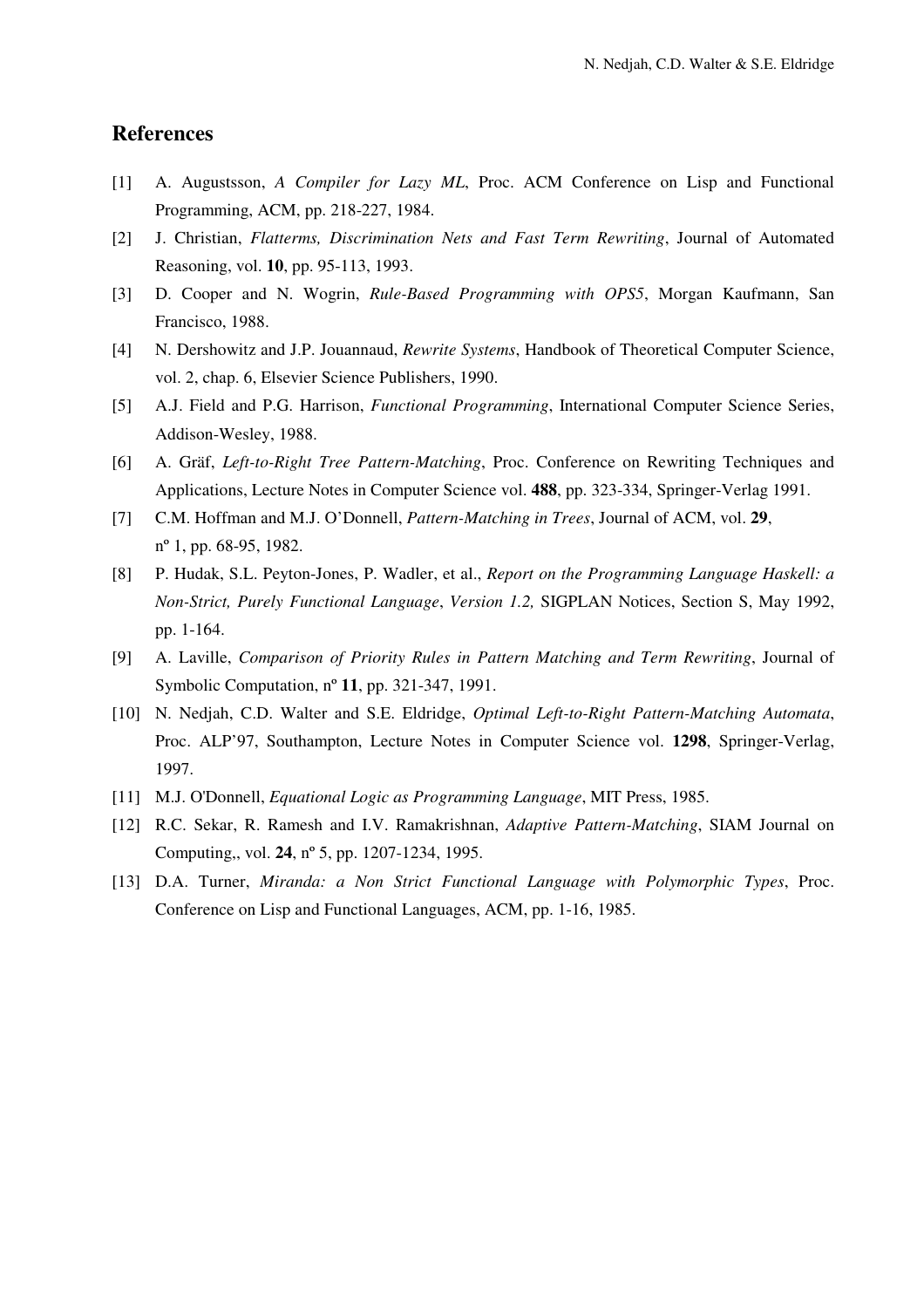## References

[1] A. Augustsson, *A Compiler for Lazy ML*, Proc. ACM Conference on Lisp and Functional Programming, ACM, pp. 218-227, 1984.

[2] J. Christian, *Flatterms, Discrimination Nets and Fast Term Rewriting*, Journal of Automated Reasoning, vol. **10**, pp. 95-113, 1993.

[3] D. Cooper and N. Wogrin, *Rule-Based Programming with OPS5*, Morgan Kaufmann, San Francisco, 1988.

[4] N. Dershowitz and J.P. Jouannaud, *Rewrite Systems*, Handbook of Theoretical Computer Science, vol. 2, chap. 6, Elsevier Science Publishers, 1990.

[5] A.J. Field and P.G. Harrison, *Functional Programming*, International Computer Science Series, Addison-Wesley, 1988.

[6] A. Gräf, *Left-to-Right Tree Pattern-Matching*, Proc. Conference on Rewriting Techniques and Applications, Lecture Notes in Computer Science vol. **488**, pp. 323-334, Springer-Verlag 1991.

[7] C.M. Hoffman and M.J. O'Donnell, *Pattern-Matching in Trees*, Journal of ACM, vol. **29**, nº 1, pp. 68-95, 1982.

[8] P. Hudak, S.L. Peyton-Jones, P. Wadler, et al., *Report on the Programming Language Haskell: a Non-Strict, Purely Functional Language*, *Version 1.2,* SIGPLAN Notices, Section S, May 1992, pp. 1-164.

[9] A. Laville, *Comparison of Priority Rules in Pattern Matching and Term Rewriting*, Journal of Symbolic Computation, nº **11**, pp. 321-347, 1991.

[10] N. Nedjah, C.D. Walter and S.E. Eldridge, *Optimal Left-to-Right Pattern-Matching Automata*, Proc. ALP'97, Southampton, Lecture Notes in Computer Science vol. **1298**, Springer-Verlag, 1997.

[11] M.J. O'Donnell, *Equational Logic as Programming Language*, MIT Press, 1985.

[12] R.C. Sekar, R. Ramesh and I.V. Ramakrishnan, *Adaptive Pattern-Matching*, SIAM Journal on Computing,, vol. **24**, nº 5, pp. 1207-1234, 1995.

[13] D.A. Turner, *Miranda: a Non Strict Functional Language with Polymorphic Types*, Proc. Conference on Lisp and Functional Languages, ACM, pp. 1-16, 1985.